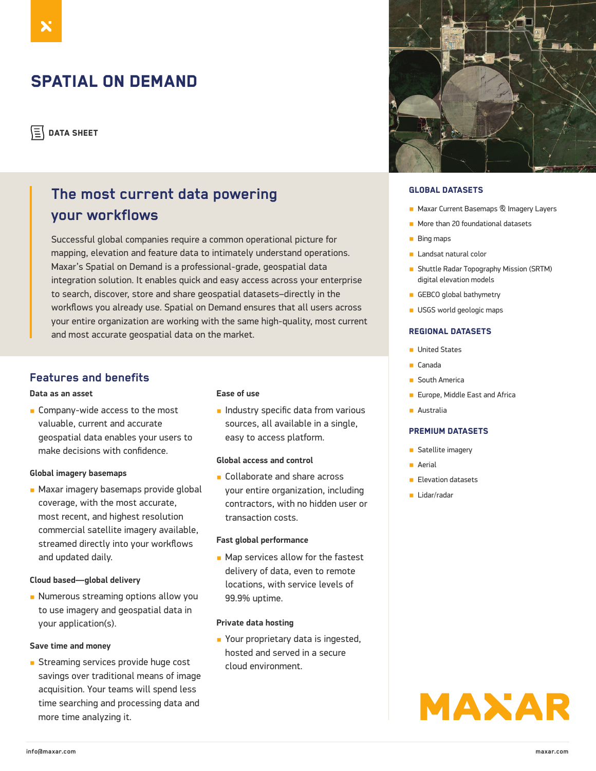# SPATIAL ON DEMAND

DATA SHEET

## The most current data powering your workflows

Successful global companies require a common operational picture for mapping, elevation and feature data to intimately understand operations. Maxar's Spatial on Demand is a professional-grade, geospatial data integration solution. It enables quick and easy access across your enterprise to search, discover, store and share geospatial datasets–directly in the workflows you already use. Spatial on Demand ensures that all users across your entire organization are working with the same high-quality, most current and most accurate geospatial data on the market.

## Features and benefits

### Data as an asset

- Company-wide access to the most valuable, current and accurate geospatial data enables your users to make decisions with confidence.

### Global imagery basemaps

- Maxar imagery basemaps provide global coverage, with the most accurate, most recent, and highest resolution commercial satellite imagery available, streamed directly into your workflows and updated daily.

### Cloud based—global delivery

- Numerous streaming options allow you to use imagery and geospatial data in your application(s).

### Save time and money

- Streaming services provide huge cost savings over traditional means of image acquisition. Your teams will spend less time searching and processing data and more time analyzing it.

### Ease of use

- Industry specific data from various sources, all available in a single, easy to access platform.

### Global access and control

- Collaborate and share across your entire organization, including contractors, with no hidden user or transaction costs.

### Fast global performance

- Map services allow for the fastest delivery of data, even to remote locations, with service levels of 99.9% uptime.

### Private data hosting

- Your proprietary data is ingested, hosted and served in a secure cloud environment.

### GLOBAL DATASETS

- Maxar Current Basemaps & Imagery Layers
- More than 20 foundational datasets
- Bing maps
- Landsat natural color
- Shuttle Radar Topography Mission (SRTM) digital elevation models
- GEBCO global bathymetry
- USGS world geologic maps

### REGIONAL DATASETS

- United States
- Canada
- South America
- Europe, Middle East and Africa
- Australia

### PREMIUM DATASETS

- Satellite imagery
- Aerial
- Elevation datasets
- Lidar/radar

MAXAR

info@maxar.com

maxar.com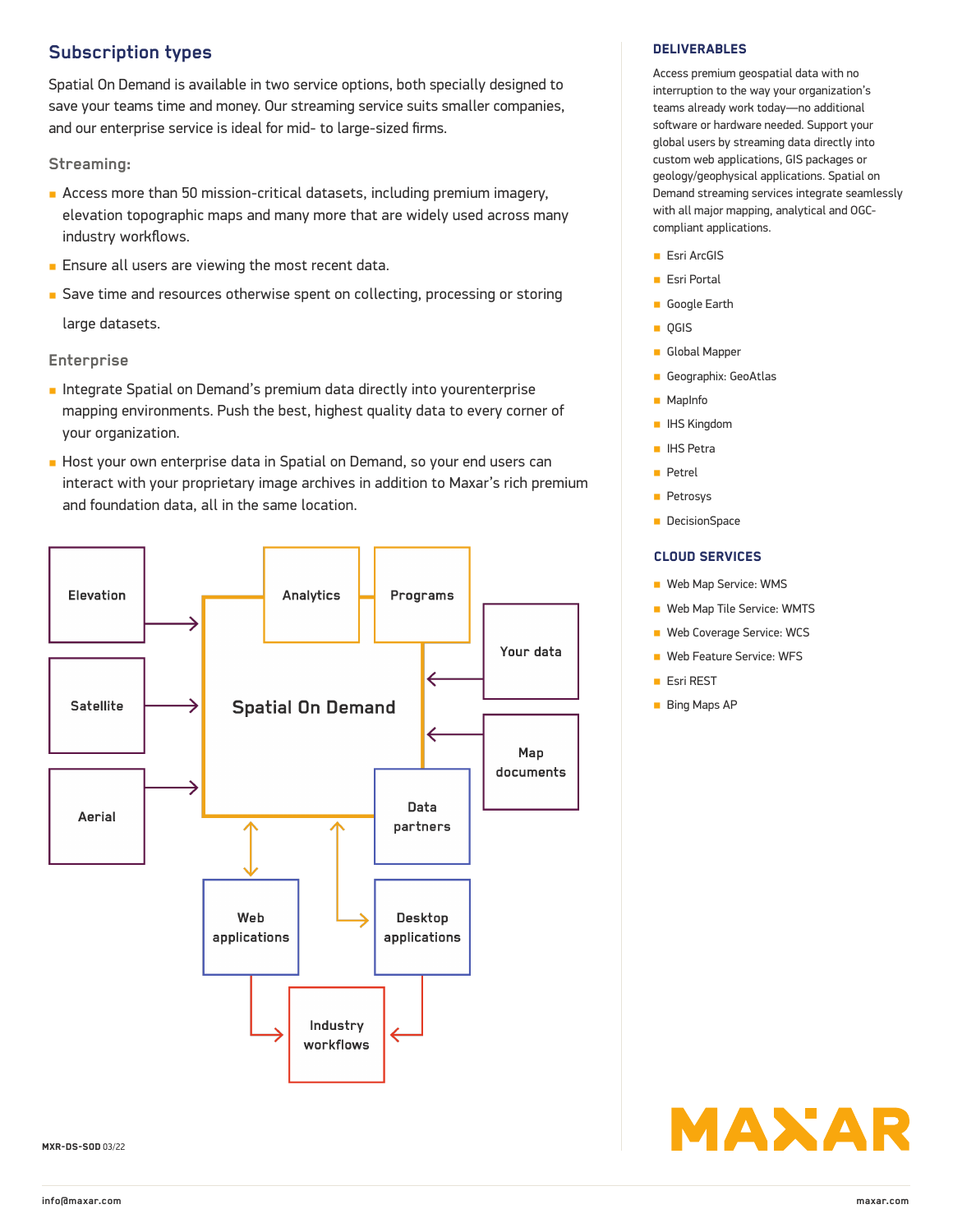## Subscription types

Spatial On Demand is available in two service options, both specially designed to save your teams time and money. Our streaming service suits smaller companies, and our enterprise service is ideal for mid- to large-sized firms.

### Streaming:

- Access more than 50 mission-critical datasets, including premium imagery, elevation topographic maps and many more that are widely used across many industry workflows.
- Ensure all users are viewing the most recent data.
- Save time and resources otherwise spent on collecting, processing or storing large datasets.

### Enterprise

- Integrate Spatial on Demand's premium data directly into yourenterprise mapping environments. Push the best, highest quality data to every corner of your organization.
- Host your own enterprise data in Spatial on Demand, so your end users can interact with your proprietary image archives in addition to Maxar's rich premium and foundation data, all in the same location.

Elevation

Satellite

Aerial

Analytics

Programs

Spatial On Demand

Your data

Map documents

Data partners

Web applications

Desktop applications

Industry workflows

### DELIVERABLES

Access premium geospatial data with no interruption to the way your organization's teams already work today—no additional software or hardware needed. Support your global users by streaming data directly into custom web applications, GIS packages or geology/geophysical applications. Spatial on Demand streaming services integrate seamlessly with all major mapping, analytical and OGC-compliant applications.

- Esri ArcGIS
- Esri Portal
- Google Earth
- QGIS
- Global Mapper
- Geographix: GeoAtlas
- MapInfo
- IHS Kingdom
- IHS Petra
- Petrel
- Petrosys
- DecisionSpace

### CLOUD SERVICES

- Web Map Service: WMS
- Web Map Tile Service: WMTS
- Web Coverage Service: WCS
- Web Feature Service: WFS
- Esri REST
- Bing Maps AP

MAXAR

MXR-DS-SOD 03/22

info@maxar.com

maxar.com